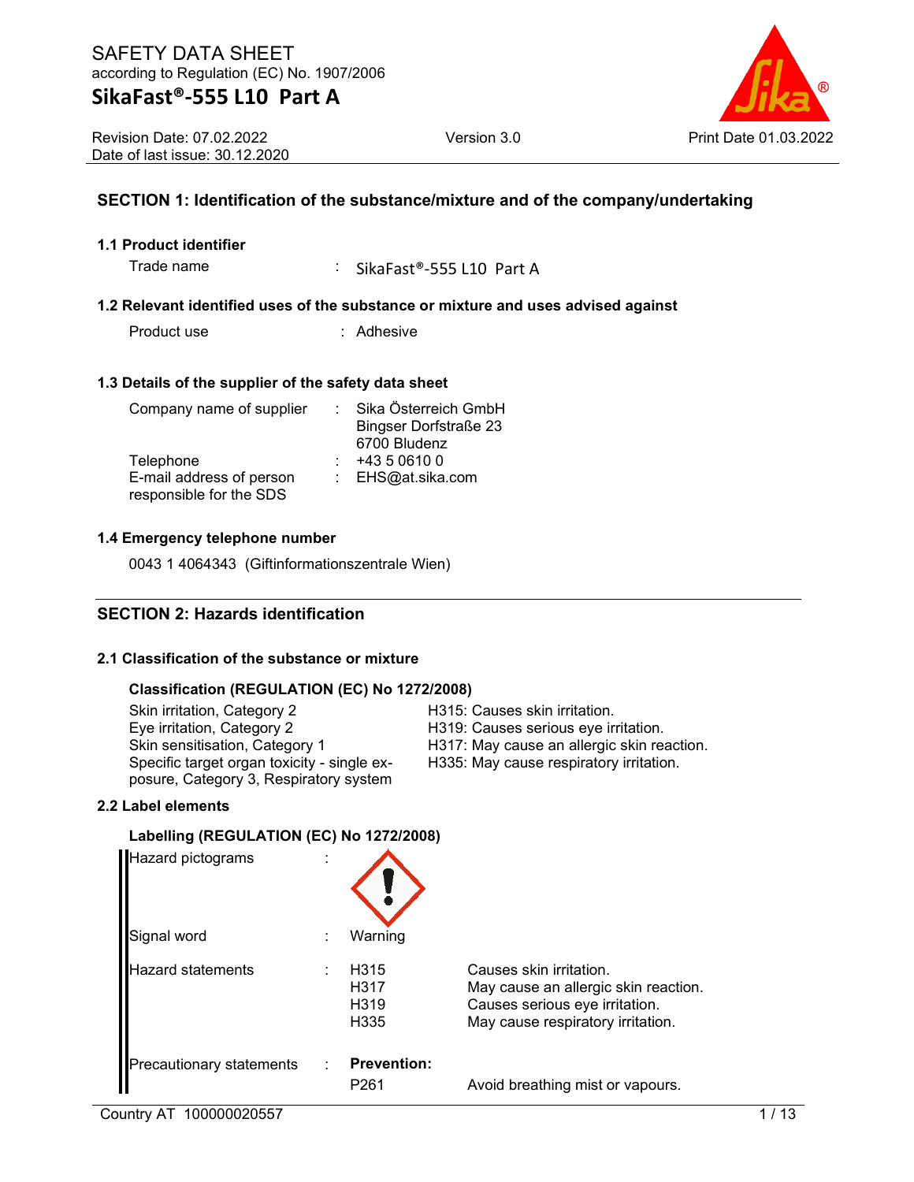# SAFETY DATA SHEET

according to Regulation (EC) No. 1907/2006

## SikaFast®-555 L10 Part A

Revision Date: 07.02.2022
Date of last issue: 30.12.2020

Version 3.0

Print Date 01.03.2022

## SECTION 1: Identification of the substance/mixture and of the company/undertaking

### 1.1 Product identifier

Trade name : SikaFast®-555 L10 Part A

### 1.2 Relevant identified uses of the substance or mixture and uses advised against

Product use : Adhesive

### 1.3 Details of the supplier of the safety data sheet

Company name of supplier : Sika Österreich GmbH
Bingser Dorfstraße 23
6700 Bludenz

Telephone : +43 5 0610 0

E-mail address of person responsible for the SDS : EHS@at.sika.com

### 1.4 Emergency telephone number

0043 1 4064343 (Giftinformationszentrale Wien)

## SECTION 2: Hazards identification

### 2.1 Classification of the substance or mixture

**Classification (REGULATION (EC) No 1272/2008)**

| | |
|---|---|
| Skin irritation, Category 2 | H315: Causes skin irritation. |
| Eye irritation, Category 2 | H319: Causes serious eye irritation. |
| Skin sensitisation, Category 1 | H317: May cause an allergic skin reaction. |
| Specific target organ toxicity - single exposure, Category 3, Respiratory system | H335: May cause respiratory irritation. |

### 2.2 Label elements

**Labelling (REGULATION (EC) No 1272/2008)**

Hazard pictograms :

Signal word : Warning

Hazard statements :

| | |
|---|---|
| H315 | Causes skin irritation. |
| H317 | May cause an allergic skin reaction. |
| H319 | Causes serious eye irritation. |
| H335 | May cause respiratory irritation. |

Precautionary statements :

**Prevention:**

| | |
|---|---|
| P261 | Avoid breathing mist or vapours. |

Country AT 100000020557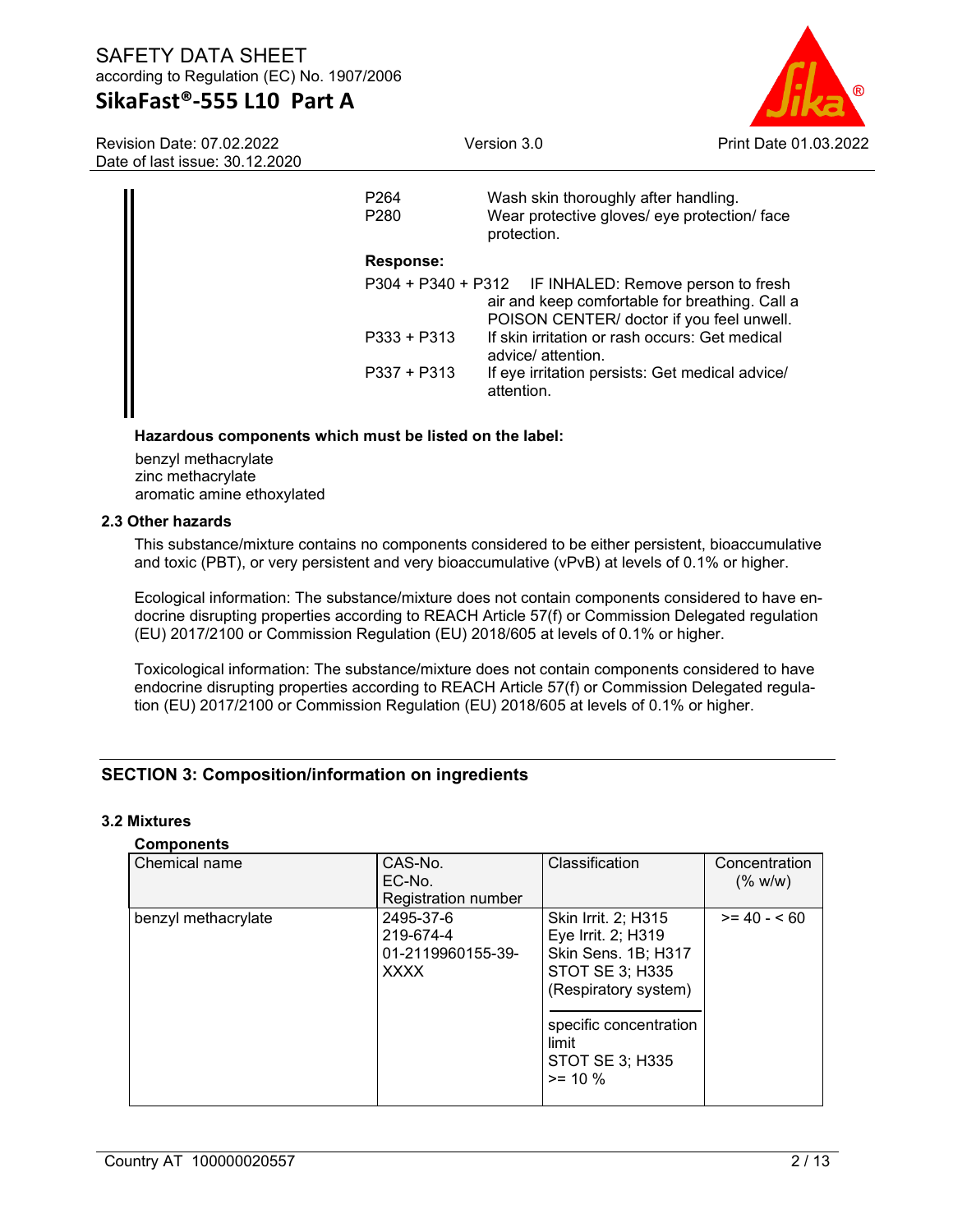| | |
|---|---|
| P264 | Wash skin thoroughly after handling. |
| P280 | Wear protective gloves/ eye protection/ face protection. |

**Response:**

| | |
|---|---|
| P304 + P340 + P312 | IF INHALED: Remove person to fresh air and keep comfortable for breathing. Call a POISON CENTER/ doctor if you feel unwell. |
| P333 + P313 | If skin irritation or rash occurs: Get medical advice/ attention. |
| P337 + P313 | If eye irritation persists: Get medical advice/ attention. |

**Hazardous components which must be listed on the label:**

benzyl methacrylate
zinc methacrylate
aromatic amine ethoxylated

**2.3 Other hazards**

This substance/mixture contains no components considered to be either persistent, bioaccumulative and toxic (PBT), or very persistent and very bioaccumulative (vPvB) at levels of 0.1% or higher.

Ecological information: The substance/mixture does not contain components considered to have endocrine disrupting properties according to REACH Article 57(f) or Commission Delegated regulation (EU) 2017/2100 or Commission Regulation (EU) 2018/605 at levels of 0.1% or higher.

Toxicological information: The substance/mixture does not contain components considered to have endocrine disrupting properties according to REACH Article 57(f) or Commission Delegated regulation (EU) 2017/2100 or Commission Regulation (EU) 2018/605 at levels of 0.1% or higher.

## SECTION 3: Composition/information on ingredients

**3.2 Mixtures**

**Components**

| Chemical name | CAS-No.<br>EC-No.<br>Registration number | Classification | Concentration (% w/w) |
|---|---|---|---|
| benzyl methacrylate | 2495-37-6<br>219-674-4<br>01-2119960155-39-XXXX | Skin Irrit. 2; H315<br>Eye Irrit. 2; H319<br>Skin Sens. 1B; H317<br>STOT SE 3; H335 (Respiratory system)<br><br>specific concentration limit<br>STOT SE 3; H335<br>>= 10 % | >= 40 - < 60 |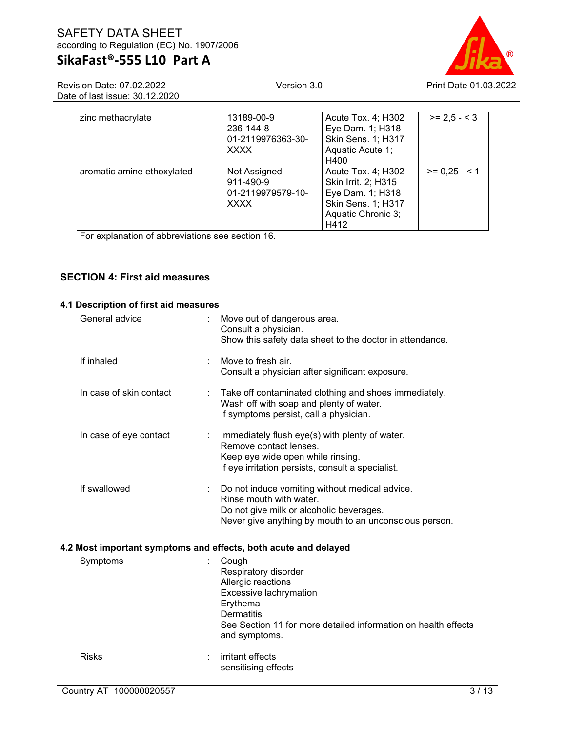| zinc methacrylate | 13189-00-9<br>236-144-8<br>01-2119976363-30-XXXX | Acute Tox. 4; H302<br>Eye Dam. 1; H318<br>Skin Sens. 1; H317<br>Aquatic Acute 1; H400 | >= 2,5 - < 3 |
|---|---|---|---|
| aromatic amine ethoxylated | Not Assigned<br>911-490-9<br>01-2119979579-10-XXXX | Acute Tox. 4; H302<br>Skin Irrit. 2; H315<br>Eye Dam. 1; H318<br>Skin Sens. 1; H317<br>Aquatic Chronic 3; H412 | >= 0,25 - < 1 |

For explanation of abbreviations see section 16.

## SECTION 4: First aid measures

### 4.1 Description of first aid measures

General advice : Move out of dangerous area.
Consult a physician.
Show this safety data sheet to the doctor in attendance.

If inhaled : Move to fresh air.
Consult a physician after significant exposure.

In case of skin contact : Take off contaminated clothing and shoes immediately.
Wash off with soap and plenty of water.
If symptoms persist, call a physician.

In case of eye contact : Immediately flush eye(s) with plenty of water.
Remove contact lenses.
Keep eye wide open while rinsing.
If eye irritation persists, consult a specialist.

If swallowed : Do not induce vomiting without medical advice.
Rinse mouth with water.
Do not give milk or alcoholic beverages.
Never give anything by mouth to an unconscious person.

### 4.2 Most important symptoms and effects, both acute and delayed

Symptoms : Cough
Respiratory disorder
Allergic reactions
Excessive lachrymation
Erythema
Dermatitis
See Section 11 for more detailed information on health effects and symptoms.

Risks : irritant effects
sensitising effects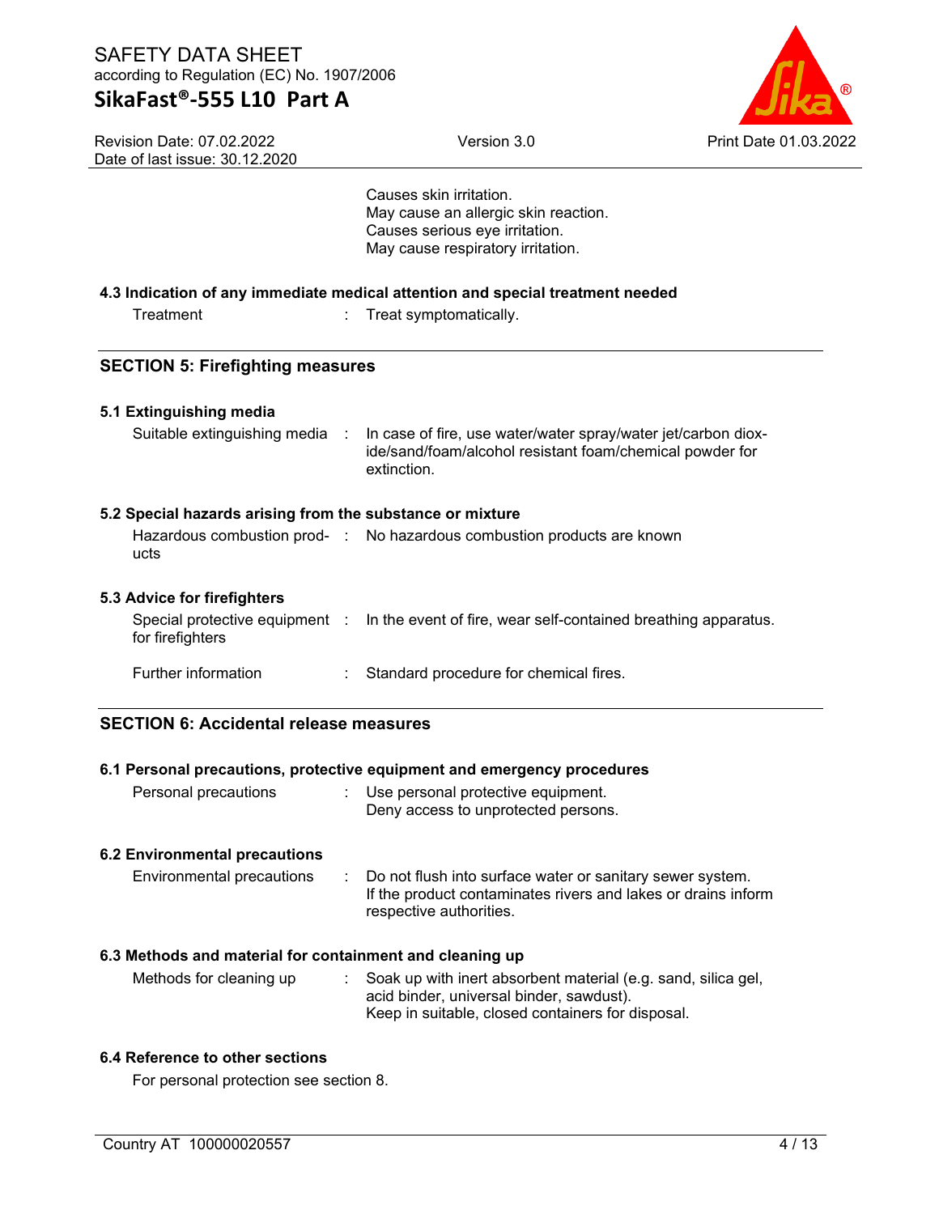Causes skin irritation.
May cause an allergic skin reaction.
Causes serious eye irritation.
May cause respiratory irritation.

### 4.3 Indication of any immediate medical attention and special treatment needed

Treatment : Treat symptomatically.

## SECTION 5: Firefighting measures

### 5.1 Extinguishing media

Suitable extinguishing media : In case of fire, use water/water spray/water jet/carbon dioxide/sand/foam/alcohol resistant foam/chemical powder for extinction.

### 5.2 Special hazards arising from the substance or mixture

Hazardous combustion products : No hazardous combustion products are known

### 5.3 Advice for firefighters

Special protective equipment for firefighters : In the event of fire, wear self-contained breathing apparatus.

Further information : Standard procedure for chemical fires.

## SECTION 6: Accidental release measures

### 6.1 Personal precautions, protective equipment and emergency procedures

Personal precautions : Use personal protective equipment.
Deny access to unprotected persons.

### 6.2 Environmental precautions

Environmental precautions : Do not flush into surface water or sanitary sewer system.
If the product contaminates rivers and lakes or drains inform respective authorities.

### 6.3 Methods and material for containment and cleaning up

Methods for cleaning up : Soak up with inert absorbent material (e.g. sand, silica gel, acid binder, universal binder, sawdust).
Keep in suitable, closed containers for disposal.

### 6.4 Reference to other sections

For personal protection see section 8.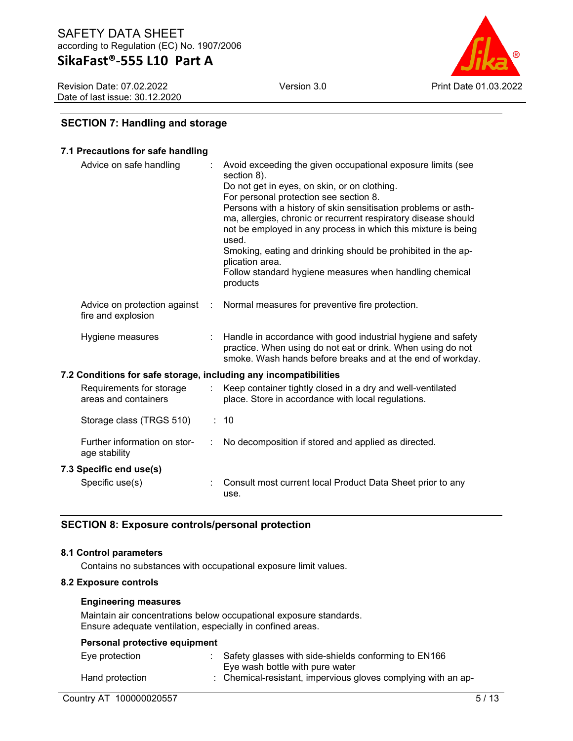## SECTION 7: Handling and storage

### 7.1 Precautions for safe handling

| | |
|---|---|
| Advice on safe handling | : Avoid exceeding the given occupational exposure limits (see section 8). Do not get in eyes, on skin, or on clothing. For personal protection see section 8. Persons with a history of skin sensitisation problems or asthma, allergies, chronic or recurrent respiratory disease should not be employed in any process in which this mixture is being used. Smoking, eating and drinking should be prohibited in the application area. Follow standard hygiene measures when handling chemical products |
| Advice on protection against fire and explosion | : Normal measures for preventive fire protection. |
| Hygiene measures | : Handle in accordance with good industrial hygiene and safety practice. When using do not eat or drink. When using do not smoke. Wash hands before breaks and at the end of workday. |

### 7.2 Conditions for safe storage, including any incompatibilities

| | |
|---|---|
| Requirements for storage areas and containers | : Keep container tightly closed in a dry and well-ventilated place. Store in accordance with local regulations. |
| Storage class (TRGS 510) | : 10 |
| Further information on storage stability | : No decomposition if stored and applied as directed. |

### 7.3 Specific end use(s)

| | |
|---|---|
| Specific use(s) | : Consult most current local Product Data Sheet prior to any use. |

## SECTION 8: Exposure controls/personal protection

### 8.1 Control parameters

Contains no substances with occupational exposure limit values.

### 8.2 Exposure controls

**Engineering measures**

Maintain air concentrations below occupational exposure standards.
Ensure adequate ventilation, especially in confined areas.

**Personal protective equipment**

| | |
|---|---|
| Eye protection | : Safety glasses with side-shields conforming to EN166 Eye wash bottle with pure water |
| Hand protection | : Chemical-resistant, impervious gloves complying with an ap- |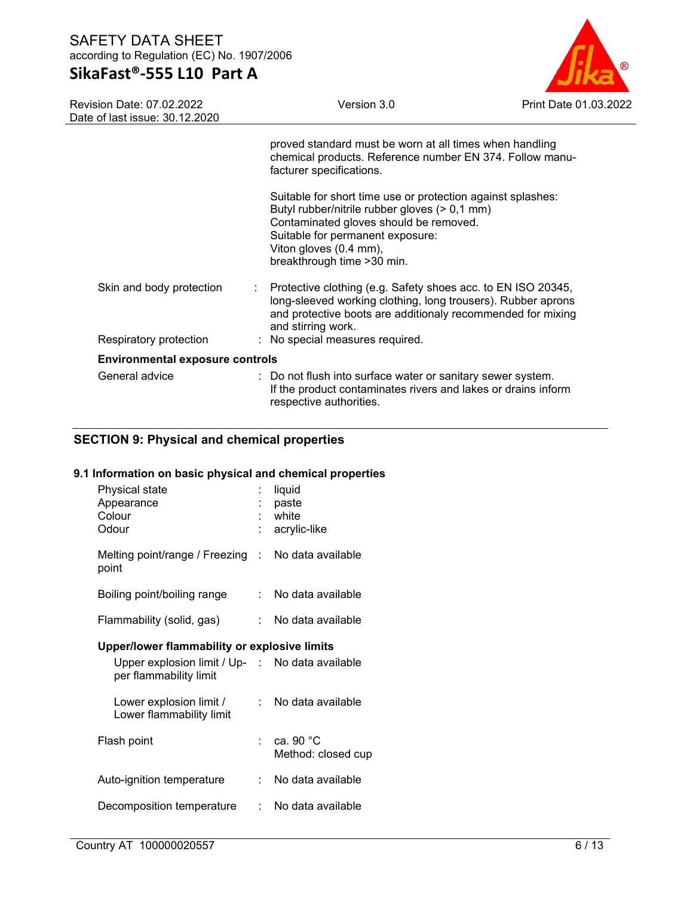| | | |
|---|---|---|
| | | proved standard must be worn at all times when handling chemical products. Reference number EN 374. Follow manufacturer specifications. |
| | | Suitable for short time use or protection against splashes: Butyl rubber/nitrile rubber gloves (> 0,1 mm) Contaminated gloves should be removed. Suitable for permanent exposure: Viton gloves (0.4 mm), breakthrough time >30 min. |
| Skin and body protection | : | Protective clothing (e.g. Safety shoes acc. to EN ISO 20345, long-sleeved working clothing, long trousers). Rubber aprons and protective boots are additionaly recommended for mixing and stirring work. |
| Respiratory protection | : | No special measures required. |

**Environmental exposure controls**

| | | |
|---|---|---|
| General advice | : | Do not flush into surface water or sanitary sewer system. If the product contaminates rivers and lakes or drains inform respective authorities. |

## SECTION 9: Physical and chemical properties

### 9.1 Information on basic physical and chemical properties

| | | |
|---|---|---|
| Physical state | : | liquid |
| Appearance | : | paste |
| Colour | : | white |
| Odour | : | acrylic-like |
| Melting point/range / Freezing point | : | No data available |
| Boiling point/boiling range | : | No data available |
| Flammability (solid, gas) | : | No data available |

**Upper/lower flammability or explosive limits**

| | | |
|---|---|---|
| Upper explosion limit / Upper flammability limit | : | No data available |
| Lower explosion limit / Lower flammability limit | : | No data available |
| Flash point | : | ca. 90 °C<br>Method: closed cup |
| Auto-ignition temperature | : | No data available |
| Decomposition temperature | : | No data available |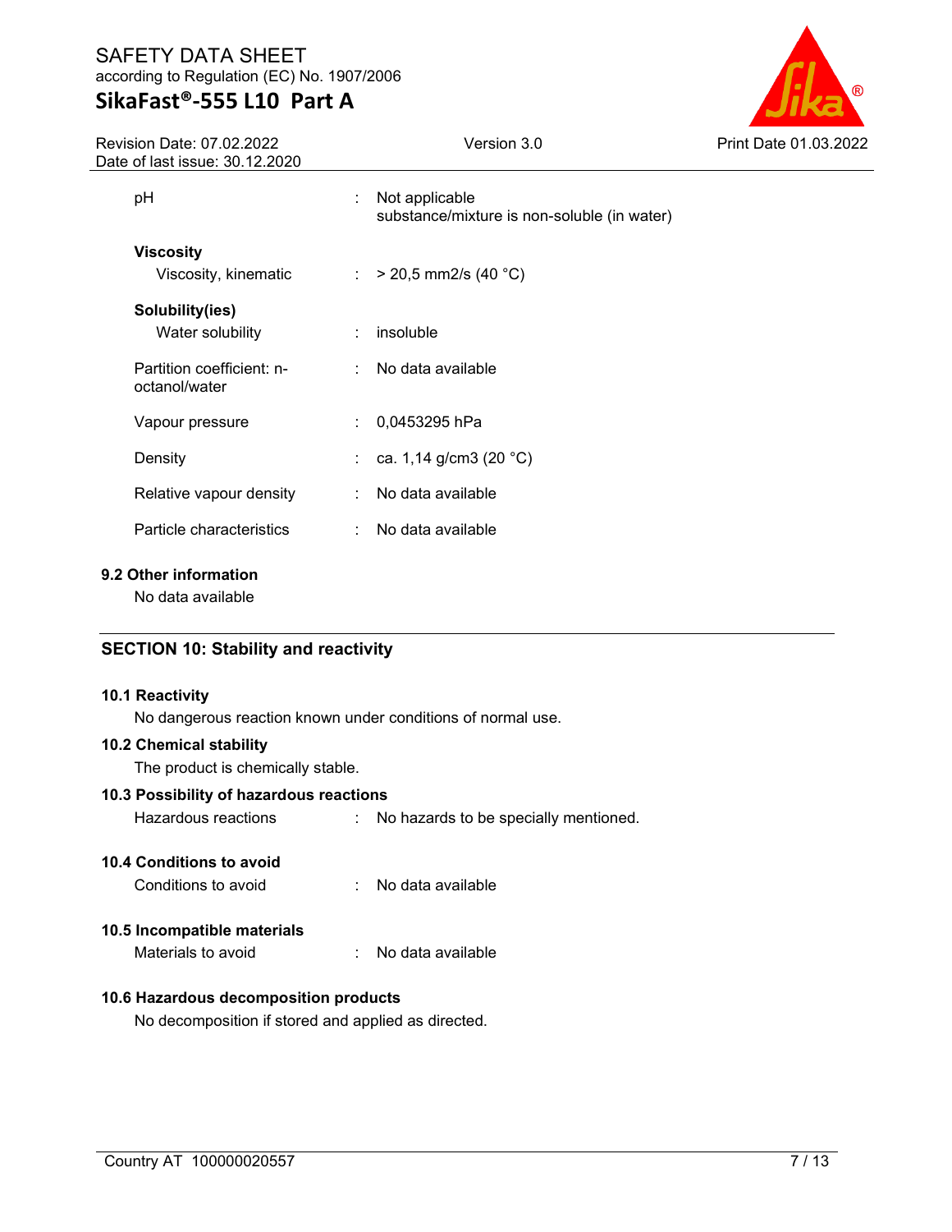| | | |
|---|---|---|
| pH | : | Not applicable<br>substance/mixture is non-soluble (in water) |
| **Viscosity** | | |
| Viscosity, kinematic | : | > 20,5 mm2/s (40 °C) |
| **Solubility(ies)** | | |
| Water solubility | : | insoluble |
| Partition coefficient: n-octanol/water | : | No data available |
| Vapour pressure | : | 0,0453295 hPa |
| Density | : | ca. 1,14 g/cm3 (20 °C) |
| Relative vapour density | : | No data available |
| Particle characteristics | : | No data available |

### 9.2 Other information

No data available

## SECTION 10: Stability and reactivity

### 10.1 Reactivity

No dangerous reaction known under conditions of normal use.

### 10.2 Chemical stability

The product is chemically stable.

### 10.3 Possibility of hazardous reactions

Hazardous reactions : No hazards to be specially mentioned.

### 10.4 Conditions to avoid

Conditions to avoid : No data available

### 10.5 Incompatible materials

Materials to avoid : No data available

### 10.6 Hazardous decomposition products

No decomposition if stored and applied as directed.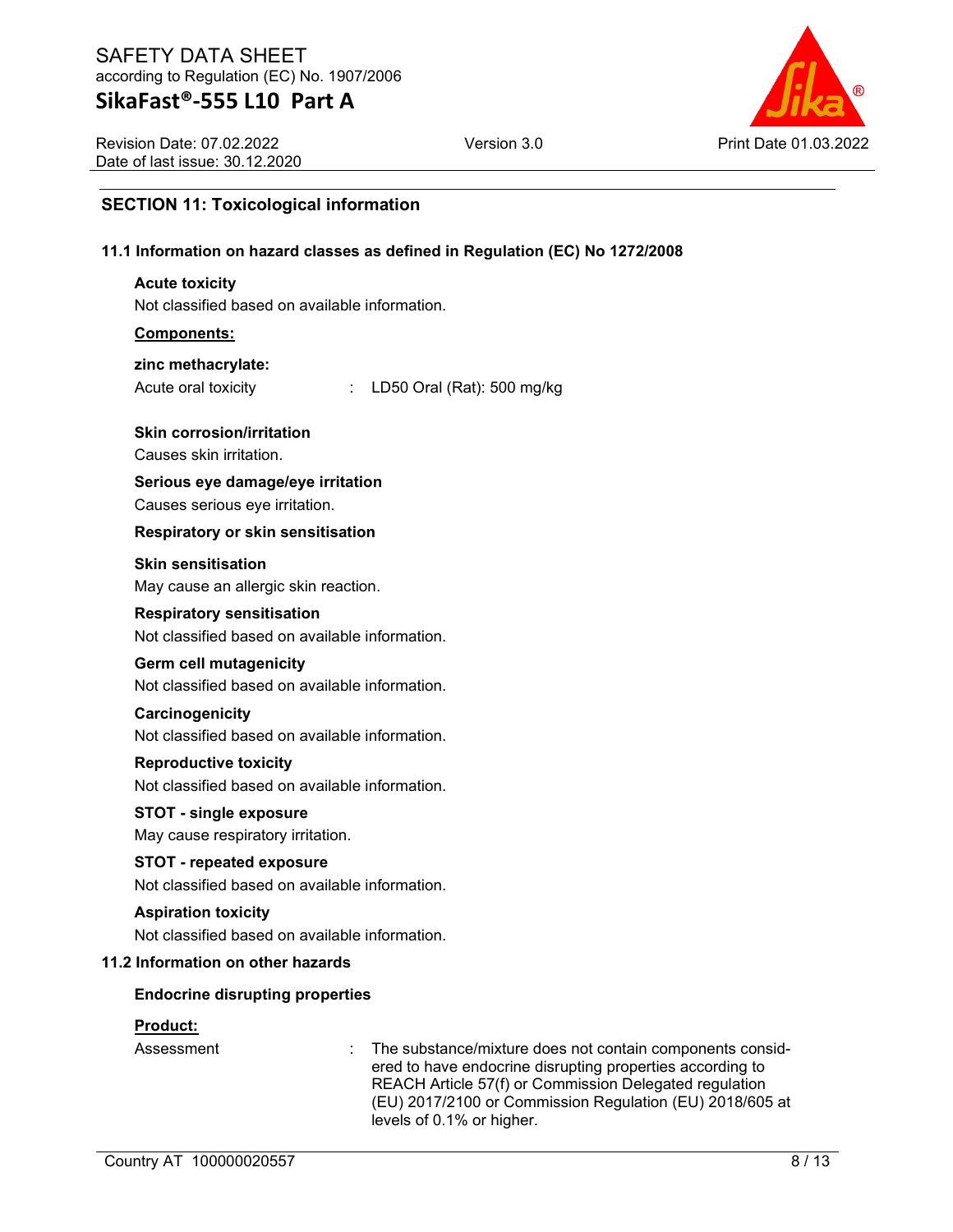## SECTION 11: Toxicological information

### 11.1 Information on hazard classes as defined in Regulation (EC) No 1272/2008

**Acute toxicity**

Not classified based on available information.

**Components:**

**zinc methacrylate:**

Acute oral toxicity : LD50 Oral (Rat): 500 mg/kg

**Skin corrosion/irritation**

Causes skin irritation.

**Serious eye damage/eye irritation**

Causes serious eye irritation.

**Respiratory or skin sensitisation**

**Skin sensitisation**

May cause an allergic skin reaction.

**Respiratory sensitisation**

Not classified based on available information.

**Germ cell mutagenicity**

Not classified based on available information.

**Carcinogenicity**

Not classified based on available information.

**Reproductive toxicity**

Not classified based on available information.

**STOT - single exposure**

May cause respiratory irritation.

**STOT - repeated exposure**

Not classified based on available information.

**Aspiration toxicity**

Not classified based on available information.

### 11.2 Information on other hazards

**Endocrine disrupting properties**

**Product:**

Assessment : The substance/mixture does not contain components considered to have endocrine disrupting properties according to REACH Article 57(f) or Commission Delegated regulation (EU) 2017/2100 or Commission Regulation (EU) 2018/605 at levels of 0.1% or higher.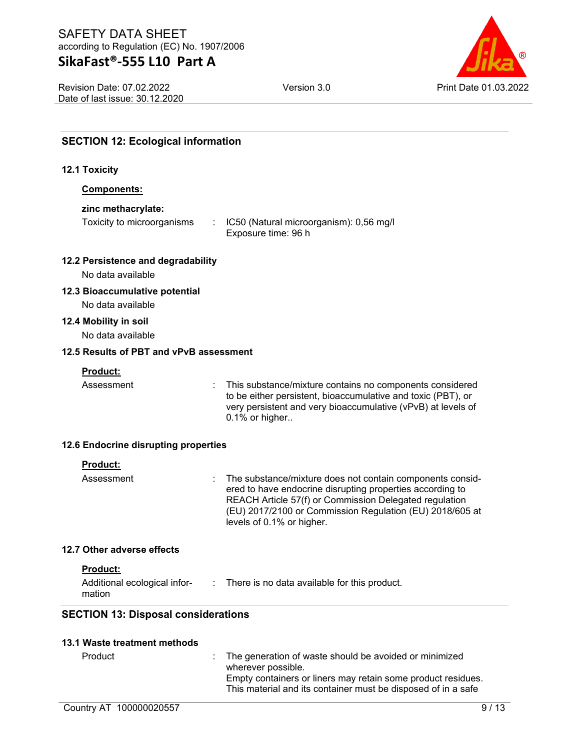## SECTION 12: Ecological information

### 12.1 Toxicity

**Components:**

**zinc methacrylate:**

| | | |
|---|---|---|
| Toxicity to microorganisms | : | IC50 (Natural microorganism): 0,56 mg/l<br>Exposure time: 96 h |

### 12.2 Persistence and degradability

No data available

### 12.3 Bioaccumulative potential

No data available

### 12.4 Mobility in soil

No data available

### 12.5 Results of PBT and vPvB assessment

**Product:**

| | | |
|---|---|---|
| Assessment | : | This substance/mixture contains no components considered to be either persistent, bioaccumulative and toxic (PBT), or very persistent and very bioaccumulative (vPvB) at levels of 0.1% or higher.. |

### 12.6 Endocrine disrupting properties

**Product:**

| | | |
|---|---|---|
| Assessment | : | The substance/mixture does not contain components considered to have endocrine disrupting properties according to REACH Article 57(f) or Commission Delegated regulation (EU) 2017/2100 or Commission Regulation (EU) 2018/605 at levels of 0.1% or higher. |

### 12.7 Other adverse effects

**Product:**

| | | |
|---|---|---|
| Additional ecological information | : | There is no data available for this product. |

## SECTION 13: Disposal considerations

### 13.1 Waste treatment methods

| | | |
|---|---|---|
| Product | : | The generation of waste should be avoided or minimized wherever possible.<br>Empty containers or liners may retain some product residues.<br>This material and its container must be disposed of in a safe |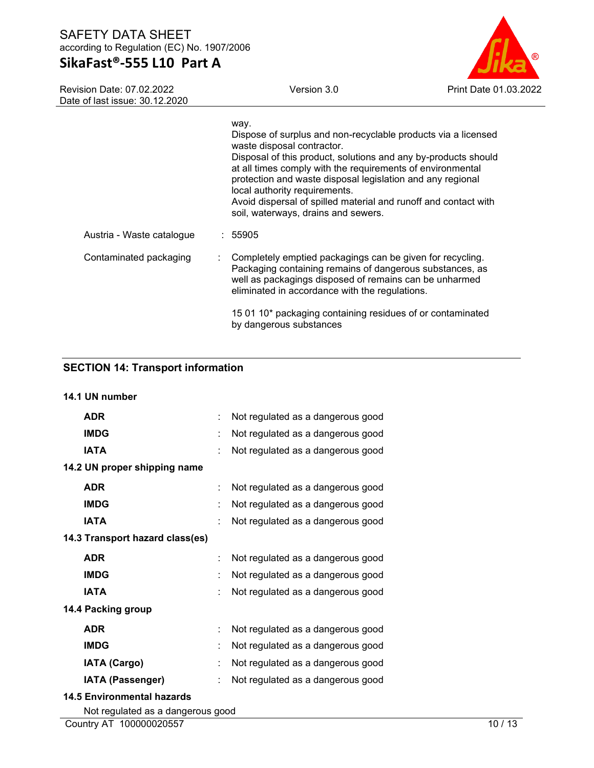way.
Dispose of surplus and non-recyclable products via a licensed waste disposal contractor.
Disposal of this product, solutions and any by-products should at all times comply with the requirements of environmental protection and waste disposal legislation and any regional local authority requirements.
Avoid dispersal of spilled material and runoff and contact with soil, waterways, drains and sewers.

| | | |
|---|---|---|
| Austria - Waste catalogue | : | 55905 |
| Contaminated packaging | : | Completely emptied packagings can be given for recycling. Packaging containing remains of dangerous substances, as well as packagings disposed of remains can be unharmed eliminated in accordance with the regulations.<br><br>15 01 10* packaging containing residues of or contaminated by dangerous substances |

## SECTION 14: Transport information

### 14.1 UN number

| | | |
|---|---|---|
| **ADR** | : | Not regulated as a dangerous good |
| **IMDG** | : | Not regulated as a dangerous good |
| **IATA** | : | Not regulated as a dangerous good |

### 14.2 UN proper shipping name

| | | |
|---|---|---|
| **ADR** | : | Not regulated as a dangerous good |
| **IMDG** | : | Not regulated as a dangerous good |
| **IATA** | : | Not regulated as a dangerous good |

### 14.3 Transport hazard class(es)

| | | |
|---|---|---|
| **ADR** | : | Not regulated as a dangerous good |
| **IMDG** | : | Not regulated as a dangerous good |
| **IATA** | : | Not regulated as a dangerous good |

### 14.4 Packing group

| | | |
|---|---|---|
| **ADR** | : | Not regulated as a dangerous good |
| **IMDG** | : | Not regulated as a dangerous good |
| **IATA (Cargo)** | : | Not regulated as a dangerous good |
| **IATA (Passenger)** | : | Not regulated as a dangerous good |

### 14.5 Environmental hazards

Not regulated as a dangerous good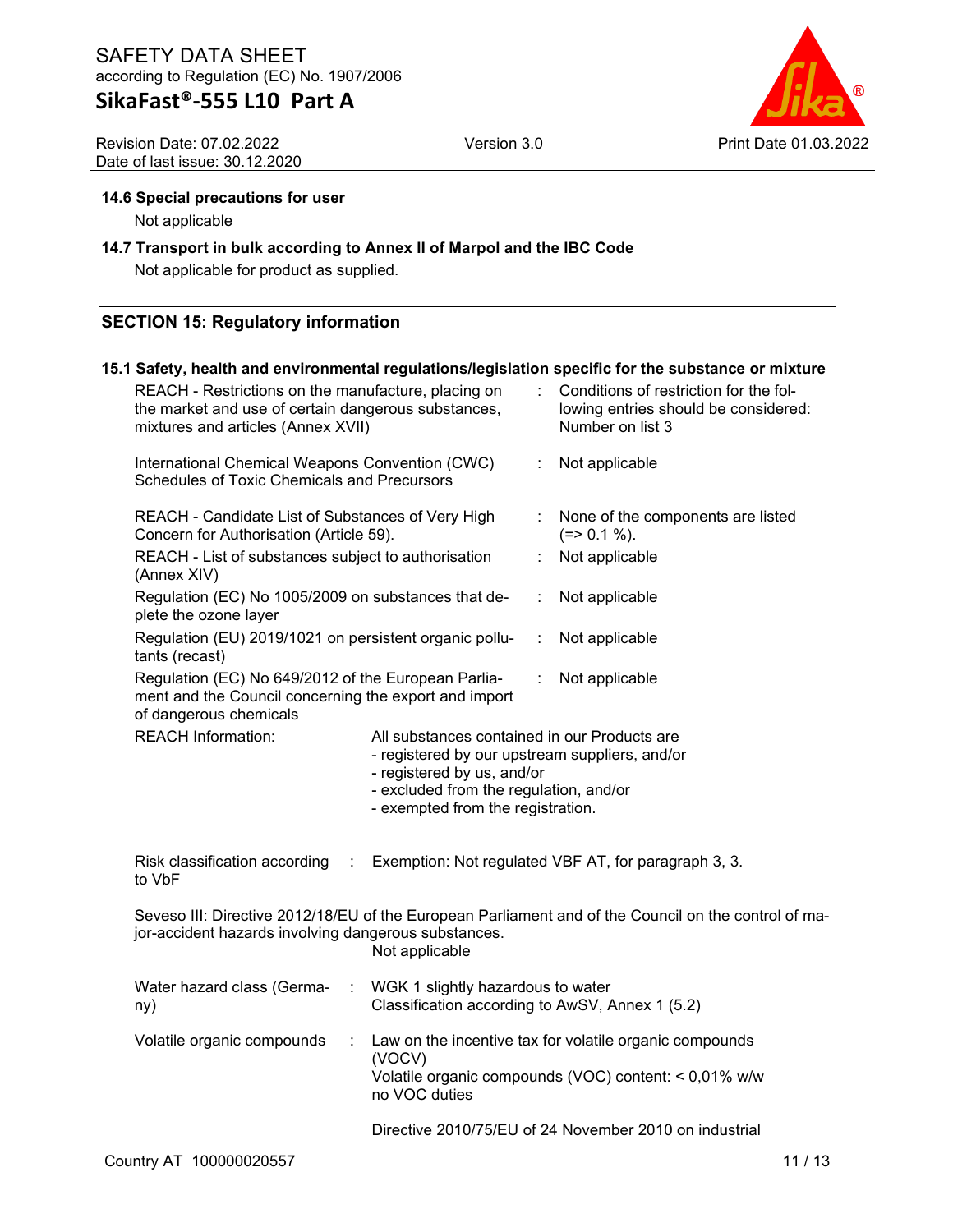### 14.6 Special precautions for user

Not applicable

### 14.7 Transport in bulk according to Annex II of Marpol and the IBC Code

Not applicable for product as supplied.

## SECTION 15: Regulatory information

### 15.1 Safety, health and environmental regulations/legislation specific for the substance or mixture

| | | |
|---|---|---|
| REACH - Restrictions on the manufacture, placing on the market and use of certain dangerous substances, mixtures and articles (Annex XVII) | : | Conditions of restriction for the following entries should be considered: Number on list 3 |
| International Chemical Weapons Convention (CWC) Schedules of Toxic Chemicals and Precursors | : | Not applicable |
| REACH - Candidate List of Substances of Very High Concern for Authorisation (Article 59). | : | None of the components are listed (=> 0.1 %). |
| REACH - List of substances subject to authorisation (Annex XIV) | : | Not applicable |
| Regulation (EC) No 1005/2009 on substances that deplete the ozone layer | : | Not applicable |
| Regulation (EU) 2019/1021 on persistent organic pollutants (recast) | : | Not applicable |
| Regulation (EC) No 649/2012 of the European Parliament and the Council concerning the export and import of dangerous chemicals | : | Not applicable |

REACH Information: All substances contained in our Products are
- registered by our upstream suppliers, and/or
- registered by us, and/or
- excluded from the regulation, and/or
- exempted from the registration.

Risk classification according to VbF : Exemption: Not regulated VBF AT, for paragraph 3, 3.

Seveso III: Directive 2012/18/EU of the European Parliament and of the Council on the control of major-accident hazards involving dangerous substances.
Not applicable

Water hazard class (Germany) : WGK 1 slightly hazardous to water
Classification according to AwSV, Annex 1 (5.2)

Volatile organic compounds : Law on the incentive tax for volatile organic compounds (VOCV)
Volatile organic compounds (VOC) content: < 0,01% w/w
no VOC duties

Directive 2010/75/EU of 24 November 2010 on industrial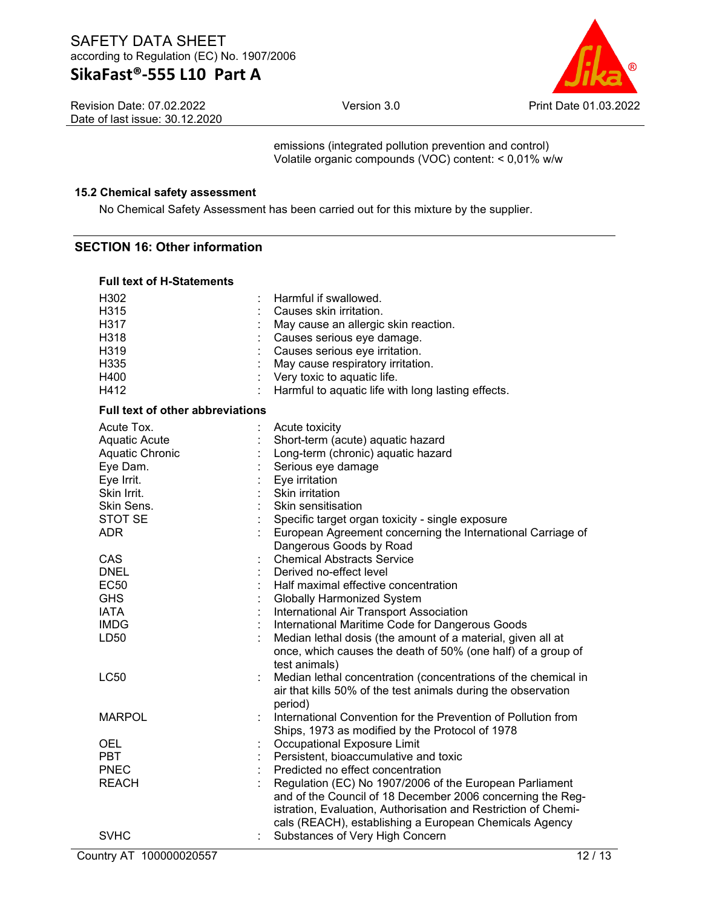emissions (integrated pollution prevention and control)
Volatile organic compounds (VOC) content: < 0,01% w/w

### 15.2 Chemical safety assessment

No Chemical Safety Assessment has been carried out for this mixture by the supplier.

## SECTION 16: Other information

**Full text of H-Statements**

| | | |
|---|---|---|
| H302 | : | Harmful if swallowed. |
| H315 | : | Causes skin irritation. |
| H317 | : | May cause an allergic skin reaction. |
| H318 | : | Causes serious eye damage. |
| H319 | : | Causes serious eye irritation. |
| H335 | : | May cause respiratory irritation. |
| H400 | : | Very toxic to aquatic life. |
| H412 | : | Harmful to aquatic life with long lasting effects. |

**Full text of other abbreviations**

| | | |
|---|---|---|
| Acute Tox. | : | Acute toxicity |
| Aquatic Acute | : | Short-term (acute) aquatic hazard |
| Aquatic Chronic | : | Long-term (chronic) aquatic hazard |
| Eye Dam. | : | Serious eye damage |
| Eye Irrit. | : | Eye irritation |
| Skin Irrit. | : | Skin irritation |
| Skin Sens. | : | Skin sensitisation |
| STOT SE | : | Specific target organ toxicity - single exposure |
| ADR | : | European Agreement concerning the International Carriage of Dangerous Goods by Road |
| CAS | : | Chemical Abstracts Service |
| DNEL | : | Derived no-effect level |
| EC50 | : | Half maximal effective concentration |
| GHS | : | Globally Harmonized System |
| IATA | : | International Air Transport Association |
| IMDG | : | International Maritime Code for Dangerous Goods |
| LD50 | : | Median lethal dosis (the amount of a material, given all at once, which causes the death of 50% (one half) of a group of test animals) |
| LC50 | : | Median lethal concentration (concentrations of the chemical in air that kills 50% of the test animals during the observation period) |
| MARPOL | : | International Convention for the Prevention of Pollution from Ships, 1973 as modified by the Protocol of 1978 |
| OEL | : | Occupational Exposure Limit |
| PBT | : | Persistent, bioaccumulative and toxic |
| PNEC | : | Predicted no effect concentration |
| REACH | : | Regulation (EC) No 1907/2006 of the European Parliament and of the Council of 18 December 2006 concerning the Registration, Evaluation, Authorisation and Restriction of Chemicals (REACH), establishing a European Chemicals Agency |
| SVHC | : | Substances of Very High Concern |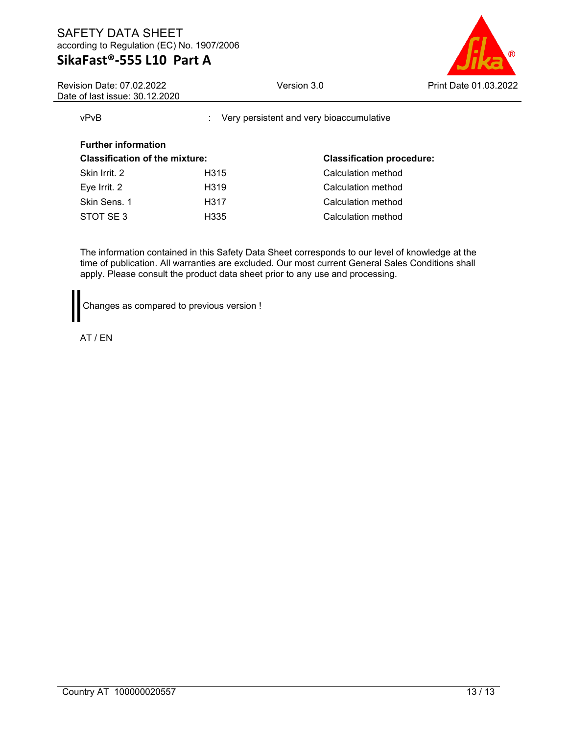vPvB : Very persistent and very bioaccumulative

**Further information**

| **Classification of the mixture:** | | **Classification procedure:** |
|---|---|---|
| Skin Irrit. 2 | H315 | Calculation method |
| Eye Irrit. 2 | H319 | Calculation method |
| Skin Sens. 1 | H317 | Calculation method |
| STOT SE 3 | H335 | Calculation method |

The information contained in this Safety Data Sheet corresponds to our level of knowledge at the time of publication. All warranties are excluded. Our most current General Sales Conditions shall apply. Please consult the product data sheet prior to any use and processing.

Changes as compared to previous version !

AT / EN